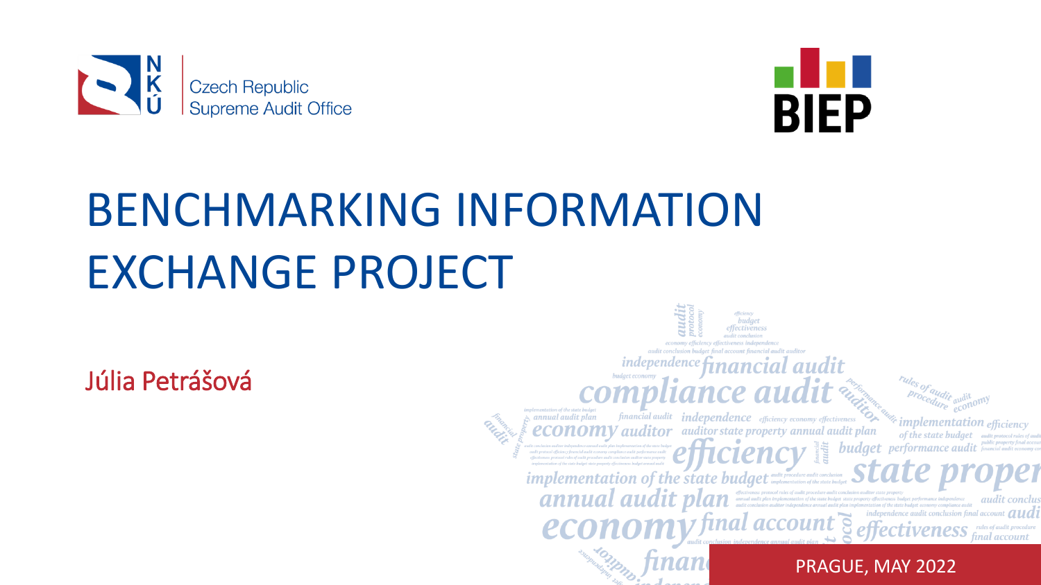Czech Republic
Supreme Audit Office

BIEP

# BENCHMARKING INFORMATION EXCHANGE PROJECT

Júlia Petrášová

PRAGUE, MAY 2022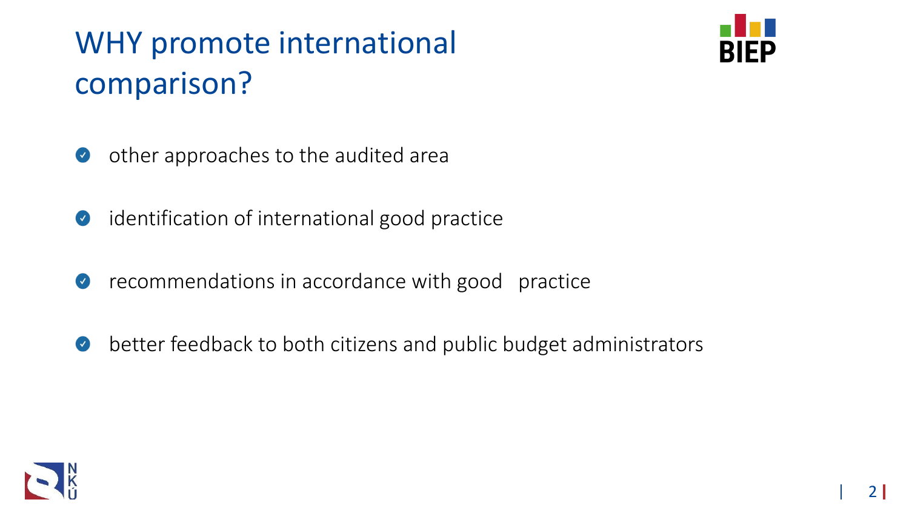# WHY promote international comparison?

- other approaches to the audited area
- identification of international good practice
- recommendations in accordance with good practice
- better feedback to both citizens and public budget administrators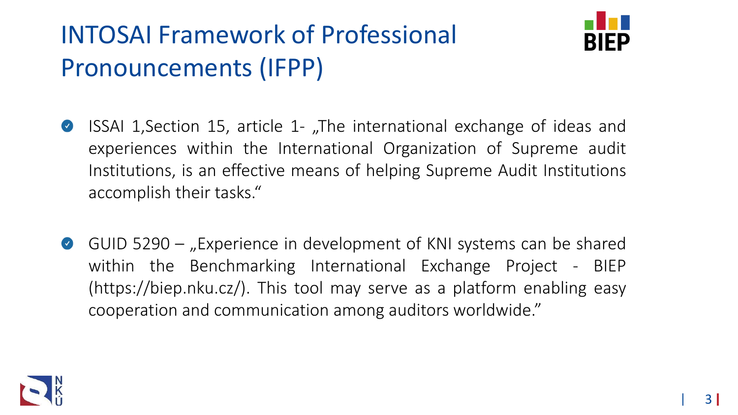# INTOSAI Framework of Professional Pronouncements (IFPP)

- ISSAI 1,Section 15, article 1- „The international exchange of ideas and experiences within the International Organization of Supreme audit Institutions, is an effective means of helping Supreme Audit Institutions accomplish their tasks."

- GUID 5290 – „Experience in development of KNI systems can be shared within the Benchmarking International Exchange Project - BIEP (https://biep.nku.cz/). This tool may serve as a platform enabling easy cooperation and communication among auditors worldwide."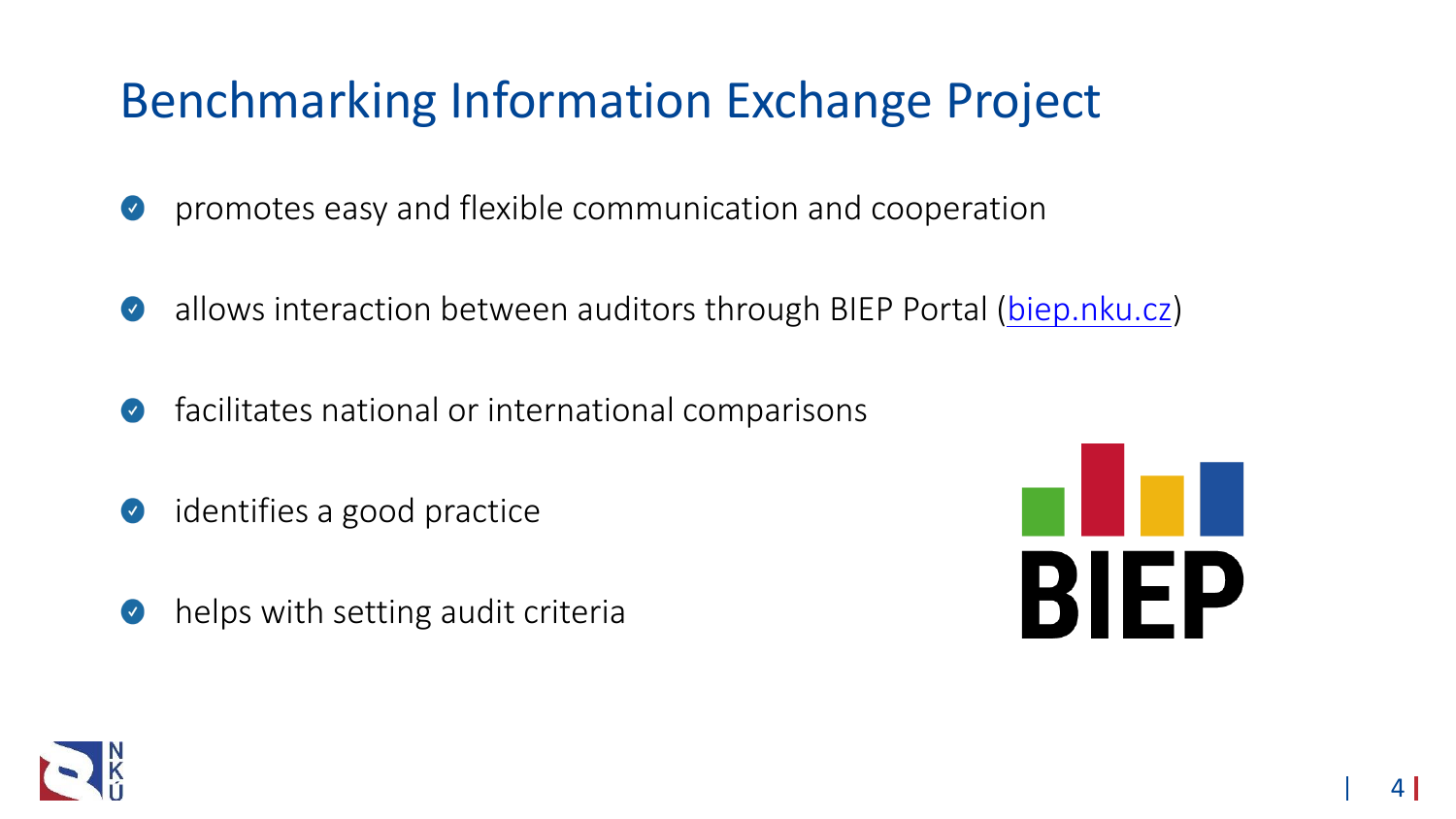# Benchmarking Information Exchange Project

- promotes easy and flexible communication and cooperation
- allows interaction between auditors through BIEP Portal (biep.nku.cz)
- facilitates national or international comparisons
- identifies a good practice
- helps with setting audit criteria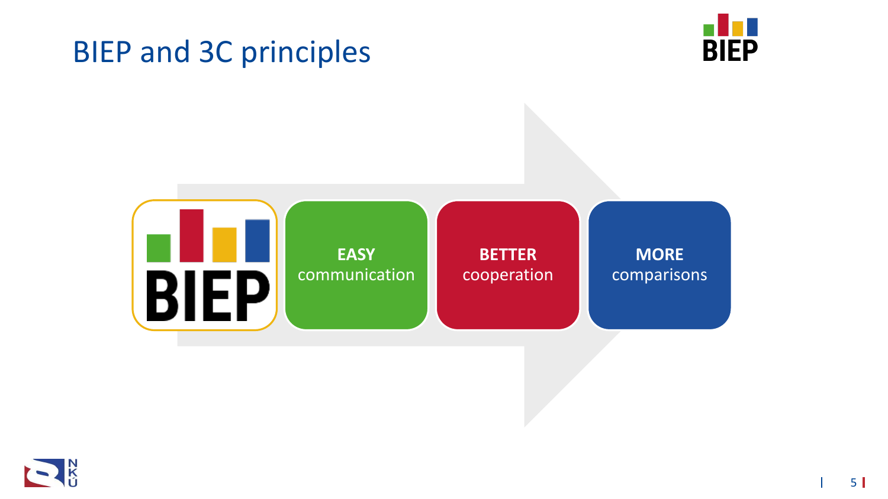# BIEP and 3C principles

BIEP

**EASY** communication

**BETTER** cooperation

**MORE** comparisons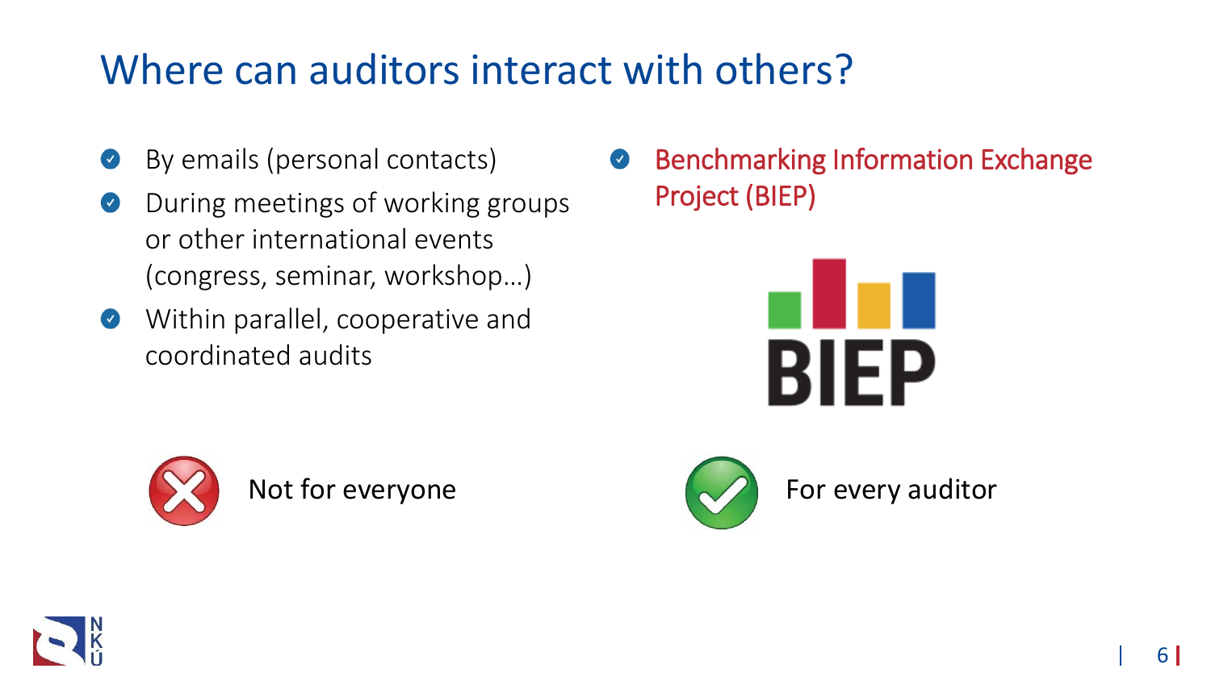# Where can auditors interact with others?

- By emails (personal contacts)
- During meetings of working groups or other international events (congress, seminar, workshop…)
- Within parallel, cooperative and coordinated audits

Not for everyone

- Benchmarking Information Exchange Project (BIEP)

BIEP

For every auditor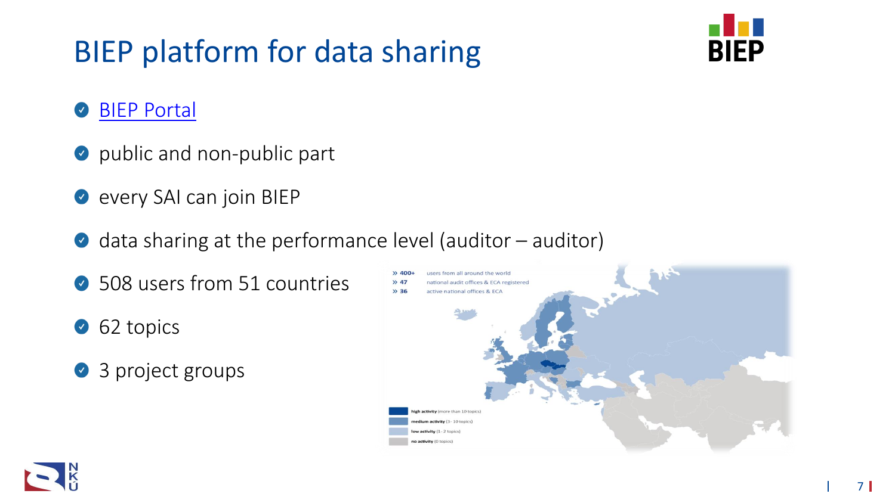# BIEP platform for data sharing

- BIEP Portal
- public and non-public part
- every SAI can join BIEP
- data sharing at the performance level (auditor – auditor)
- 508 users from 51 countries
- 62 topics
- 3 project groups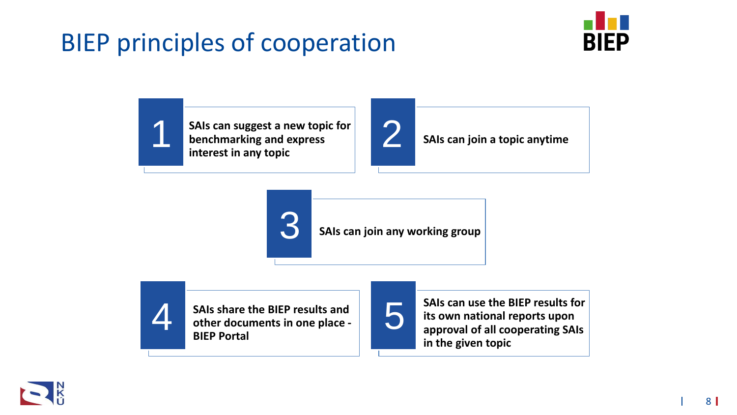# BIEP principles of cooperation

1. SAIs can suggest a new topic for benchmarking and express interest in any topic
2. SAIs can join a topic anytime
3. SAIs can join any working group
4. SAIs share the BIEP results and other documents in one place - BIEP Portal
5. SAIs can use the BIEP results for its own national reports upon approval of all cooperating SAIs in the given topic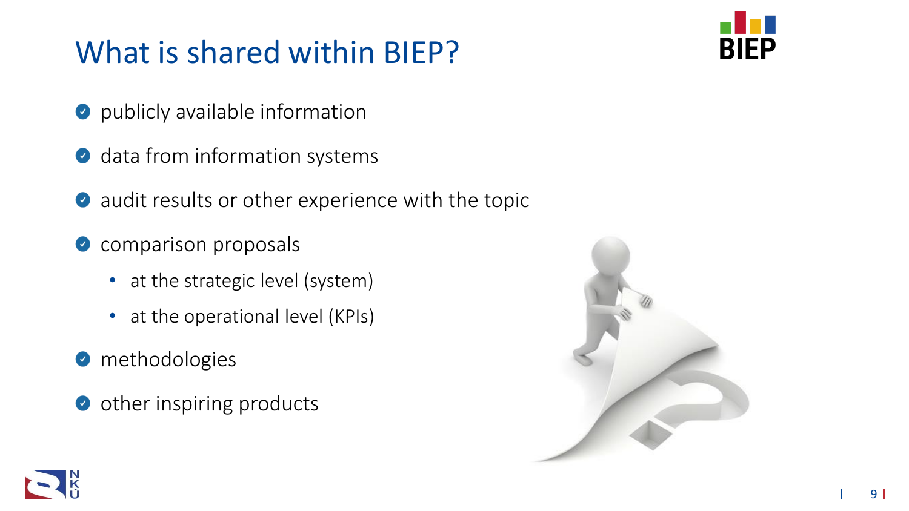# What is shared within BIEP?

- publicly available information
- data from information systems
- audit results or other experience with the topic
- comparison proposals
  - at the strategic level (system)
  - at the operational level (KPIs)
- methodologies
- other inspiring products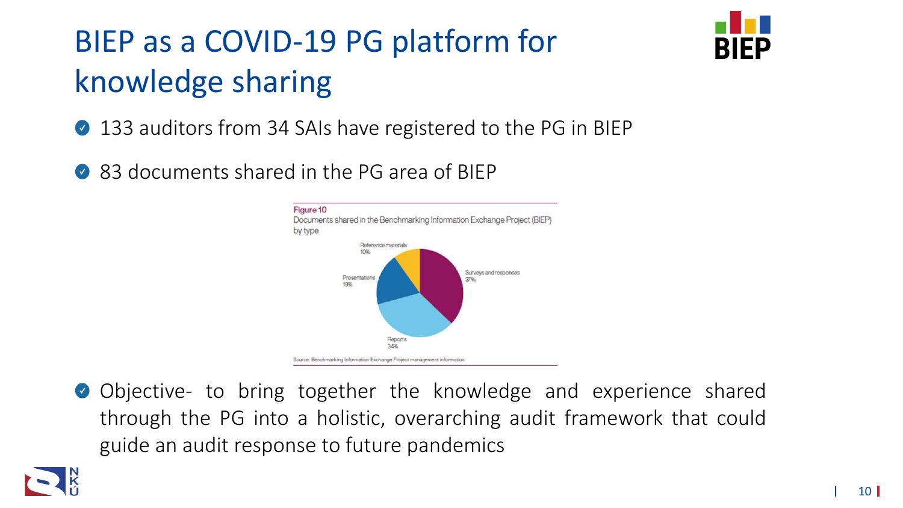# BIEP as a COVID-19 PG platform for knowledge sharing

- 133 auditors from 34 SAIs have registered to the PG in BIEP
- 83 documents shared in the PG area of BIEP

**Figure 10**
Documents shared in the Benchmarking Information Exchange Project (BIEP) by type

| Type | Share |
| --- | --- |
| Surveys and responses | 37% |
| Reports | 34% |
| Presentations | 19% |
| Reference materials | 10% |

Source: Benchmarking Information Exchange Project management information

- Objective- to bring together the knowledge and experience shared through the PG into a holistic, overarching audit framework that could guide an audit response to future pandemics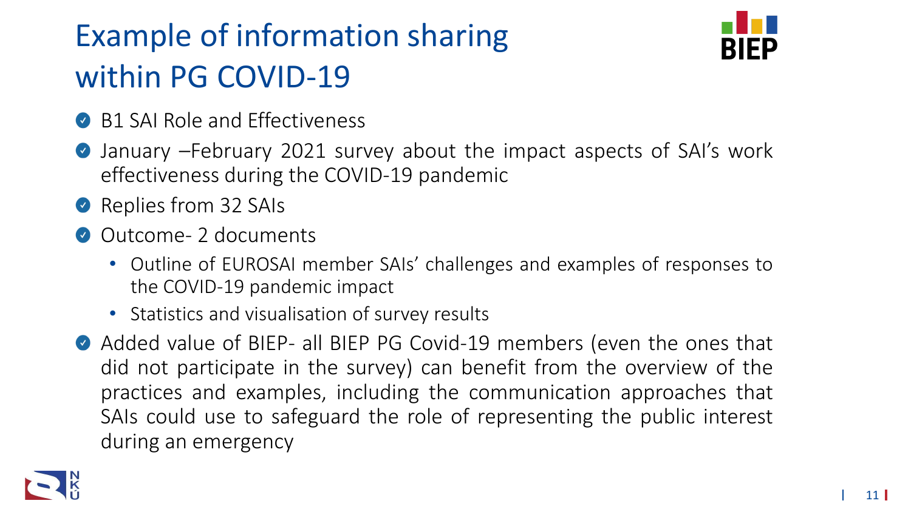# Example of information sharing within PG COVID-19

- B1 SAI Role and Effectiveness
- January –February 2021 survey about the impact aspects of SAI's work effectiveness during the COVID-19 pandemic
- Replies from 32 SAIs
- Outcome- 2 documents
  - Outline of EUROSAI member SAIs' challenges and examples of responses to the COVID-19 pandemic impact
  - Statistics and visualisation of survey results
- Added value of BIEP- all BIEP PG Covid-19 members (even the ones that did not participate in the survey) can benefit from the overview of the practices and examples, including the communication approaches that SAIs could use to safeguard the role of representing the public interest during an emergency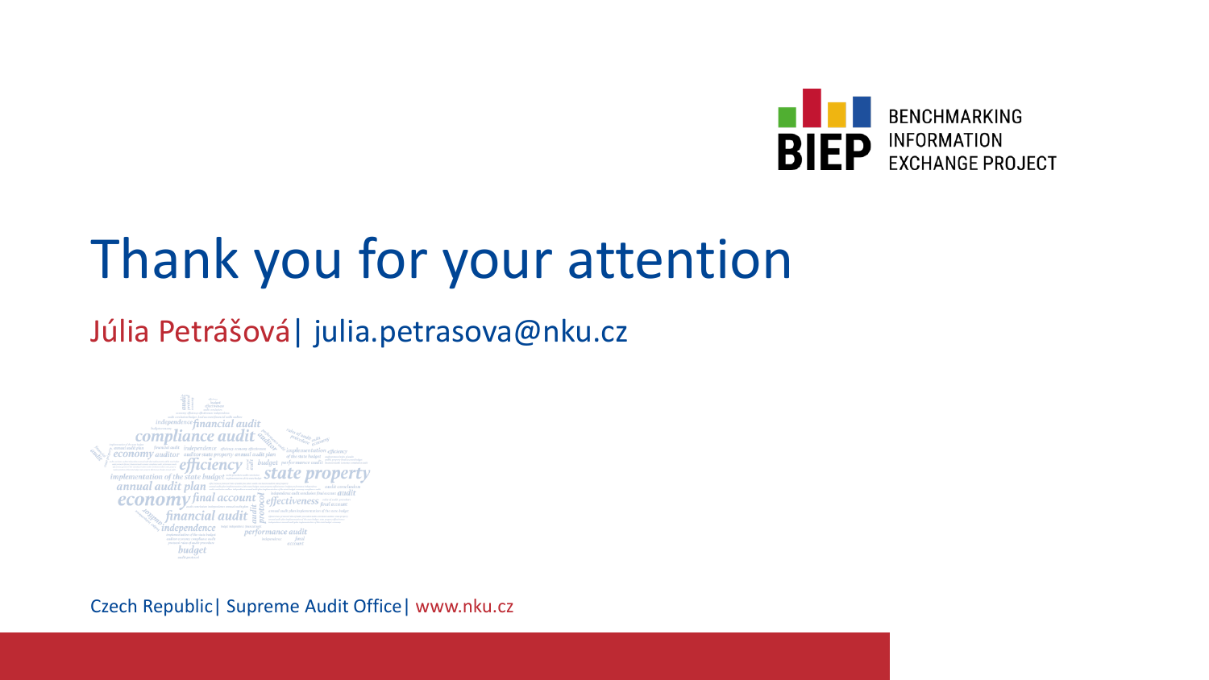BENCHMARKING INFORMATION EXCHANGE PROJECT

# Thank you for your attention

Júlia Petrášová| julia.petrasova@nku.cz

Czech Republic| Supreme Audit Office| www.nku.cz